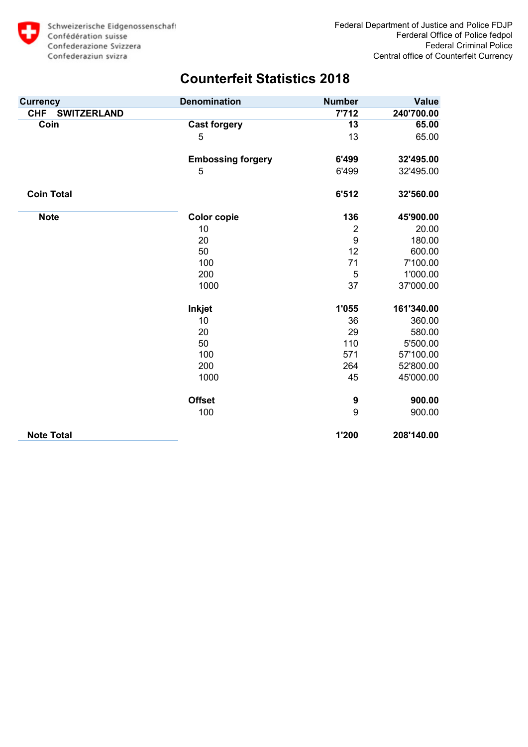Schweizerische Eidgenossenschaft
Confédération suisse
Confederazione Svizzera
Confederaziun svizra

Federal Department of Justice and Police FDJP
Ferderal Office of Police fedpol
Federal Criminal Police
Central office of Counterfeit Currency

# Counterfeit Statistics 2018

| Currency | Denomination | Number | Value |
|---|---|---|---|
| **CHF SWITZERLAND** | | **7'712** | **240'700.00** |
| **Coin** | **Cast forgery** | **13** | **65.00** |
| | 5 | 13 | 65.00 |
| | **Embossing forgery** | **6'499** | **32'495.00** |
| | 5 | 6'499 | 32'495.00 |
| **Coin Total** | | **6'512** | **32'560.00** |
| **Note** | **Color copie** | **136** | **45'900.00** |
| | 10 | 2 | 20.00 |
| | 20 | 9 | 180.00 |
| | 50 | 12 | 600.00 |
| | 100 | 71 | 7'100.00 |
| | 200 | 5 | 1'000.00 |
| | 1000 | 37 | 37'000.00 |
| | **Inkjet** | **1'055** | **161'340.00** |
| | 10 | 36 | 360.00 |
| | 20 | 29 | 580.00 |
| | 50 | 110 | 5'500.00 |
| | 100 | 571 | 57'100.00 |
| | 200 | 264 | 52'800.00 |
| | 1000 | 45 | 45'000.00 |
| | **Offset** | **9** | **900.00** |
| | 100 | 9 | 900.00 |
| **Note Total** | | **1'200** | **208'140.00** |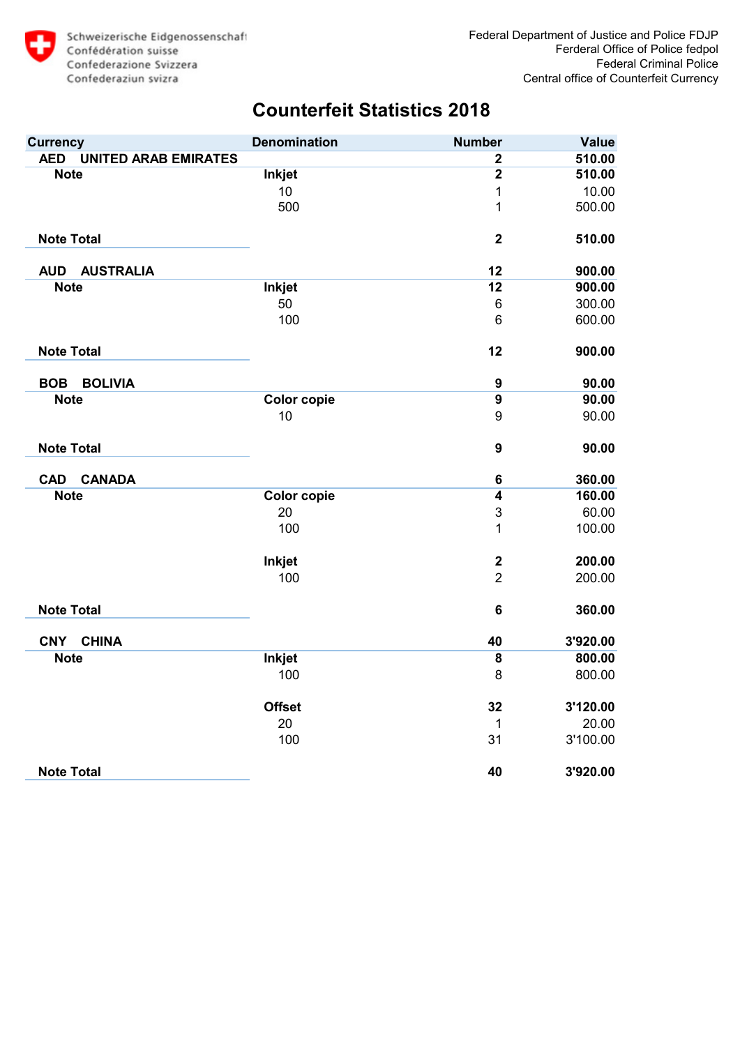Schweizerische Eidgenossenschaft
Confédération suisse
Confederazione Svizzera
Confederaziun svizra

Federal Department of Justice and Police FDJP
Ferderal Office of Police fedpol
Federal Criminal Police
Central office of Counterfeit Currency

# Counterfeit Statistics 2018

| Currency | | Denomination | Number | Value |
|---|---|---|---|---|
| **AED** | **UNITED ARAB EMIRATES** | | **2** | **510.00** |
| **Note** | | **Inkjet** | **2** | **510.00** |
| | | 10 | 1 | 10.00 |
| | | 500 | 1 | 500.00 |
| **Note Total** | | | **2** | **510.00** |
| **AUD** | **AUSTRALIA** | | **12** | **900.00** |
| **Note** | | **Inkjet** | **12** | **900.00** |
| | | 50 | 6 | 300.00 |
| | | 100 | 6 | 600.00 |
| **Note Total** | | | **12** | **900.00** |
| **BOB** | **BOLIVIA** | | **9** | **90.00** |
| **Note** | | **Color copie** | **9** | **90.00** |
| | | 10 | 9 | 90.00 |
| **Note Total** | | | **9** | **90.00** |
| **CAD** | **CANADA** | | **6** | **360.00** |
| **Note** | | **Color copie** | **4** | **160.00** |
| | | 20 | 3 | 60.00 |
| | | 100 | 1 | 100.00 |
| | | **Inkjet** | **2** | **200.00** |
| | | 100 | 2 | 200.00 |
| **Note Total** | | | **6** | **360.00** |
| **CNY** | **CHINA** | | **40** | **3'920.00** |
| **Note** | | **Inkjet** | **8** | **800.00** |
| | | 100 | 8 | 800.00 |
| | | **Offset** | **32** | **3'120.00** |
| | | 20 | 1 | 20.00 |
| | | 100 | 31 | 3'100.00 |
| **Note Total** | | | **40** | **3'920.00** |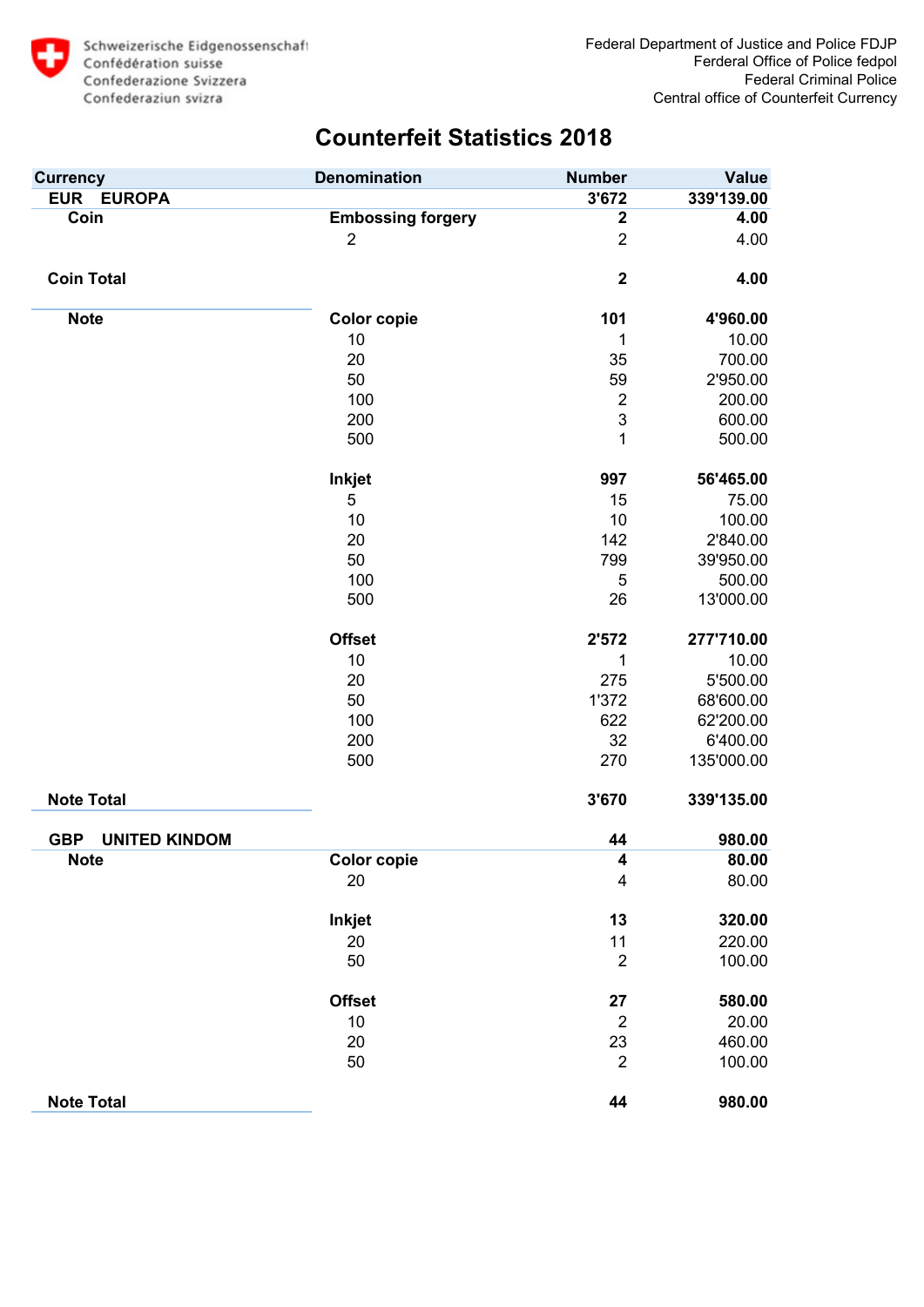Schweizerische Eidgenossenschaft
Confédération suisse
Confederazione Svizzera
Confederaziun svizra

Federal Department of Justice and Police FDJP
Ferderal Office of Police fedpol
Federal Criminal Police
Central office of Counterfeit Currency

# Counterfeit Statistics 2018

| Currency | Denomination | Number | Value |
|---|---|---|---|
| **EUR EUROPA** | | **3'672** | **339'139.00** |
| **Coin** | **Embossing forgery** | **2** | **4.00** |
| | 2 | 2 | 4.00 |
| **Coin Total** | | **2** | **4.00** |
| **Note** | **Color copie** | **101** | **4'960.00** |
| | 10 | 1 | 10.00 |
| | 20 | 35 | 700.00 |
| | 50 | 59 | 2'950.00 |
| | 100 | 2 | 200.00 |
| | 200 | 3 | 600.00 |
| | 500 | 1 | 500.00 |
| | **Inkjet** | **997** | **56'465.00** |
| | 5 | 15 | 75.00 |
| | 10 | 10 | 100.00 |
| | 20 | 142 | 2'840.00 |
| | 50 | 799 | 39'950.00 |
| | 100 | 5 | 500.00 |
| | 500 | 26 | 13'000.00 |
| | **Offset** | **2'572** | **277'710.00** |
| | 10 | 1 | 10.00 |
| | 20 | 275 | 5'500.00 |
| | 50 | 1'372 | 68'600.00 |
| | 100 | 622 | 62'200.00 |
| | 200 | 32 | 6'400.00 |
| | 500 | 270 | 135'000.00 |
| **Note Total** | | **3'670** | **339'135.00** |
| **GBP UNITED KINDOM** | | **44** | **980.00** |
| **Note** | **Color copie** | **4** | **80.00** |
| | 20 | 4 | 80.00 |
| | **Inkjet** | **13** | **320.00** |
| | 20 | 11 | 220.00 |
| | 50 | 2 | 100.00 |
| | **Offset** | **27** | **580.00** |
| | 10 | 2 | 20.00 |
| | 20 | 23 | 460.00 |
| | 50 | 2 | 100.00 |
| **Note Total** | | **44** | **980.00** |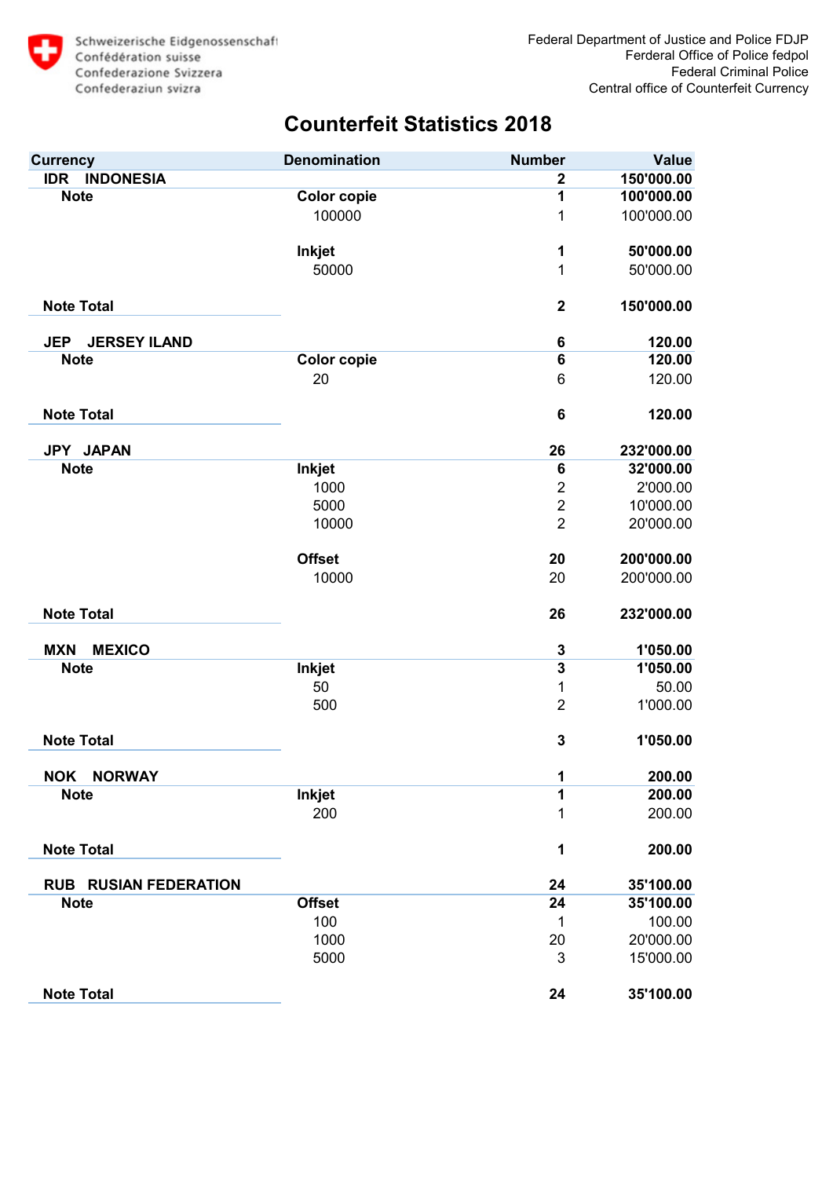Schweizerische Eidgenossenschaft
Confédération suisse
Confederazione Svizzera
Confederaziun svizra

Federal Department of Justice and Police FDJP
Ferderal Office of Police fedpol
Federal Criminal Police
Central office of Counterfeit Currency

# Counterfeit Statistics 2018

| Currency | Denomination | Number | Value |
|---|---|---|---|
| **IDR INDONESIA** | | **2** | **150'000.00** |
| **Note** | **Color copie** | **1** | **100'000.00** |
| | 100000 | 1 | 100'000.00 |
| | **Inkjet** | **1** | **50'000.00** |
| | 50000 | 1 | 50'000.00 |
| **Note Total** | | **2** | **150'000.00** |
| **JEP JERSEY ILAND** | | **6** | **120.00** |
| **Note** | **Color copie** | **6** | **120.00** |
| | 20 | 6 | 120.00 |
| **Note Total** | | **6** | **120.00** |
| **JPY JAPAN** | | **26** | **232'000.00** |
| **Note** | **Inkjet** | **6** | **32'000.00** |
| | 1000 | 2 | 2'000.00 |
| | 5000 | 2 | 10'000.00 |
| | 10000 | 2 | 20'000.00 |
| | **Offset** | **20** | **200'000.00** |
| | 10000 | 20 | 200'000.00 |
| **Note Total** | | **26** | **232'000.00** |
| **MXN MEXICO** | | **3** | **1'050.00** |
| **Note** | **Inkjet** | **3** | **1'050.00** |
| | 50 | 1 | 50.00 |
| | 500 | 2 | 1'000.00 |
| **Note Total** | | **3** | **1'050.00** |
| **NOK NORWAY** | | **1** | **200.00** |
| **Note** | **Inkjet** | **1** | **200.00** |
| | 200 | 1 | 200.00 |
| **Note Total** | | **1** | **200.00** |
| **RUB RUSIAN FEDERATION** | | **24** | **35'100.00** |
| **Note** | **Offset** | **24** | **35'100.00** |
| | 100 | 1 | 100.00 |
| | 1000 | 20 | 20'000.00 |
| | 5000 | 3 | 15'000.00 |
| **Note Total** | | **24** | **35'100.00** |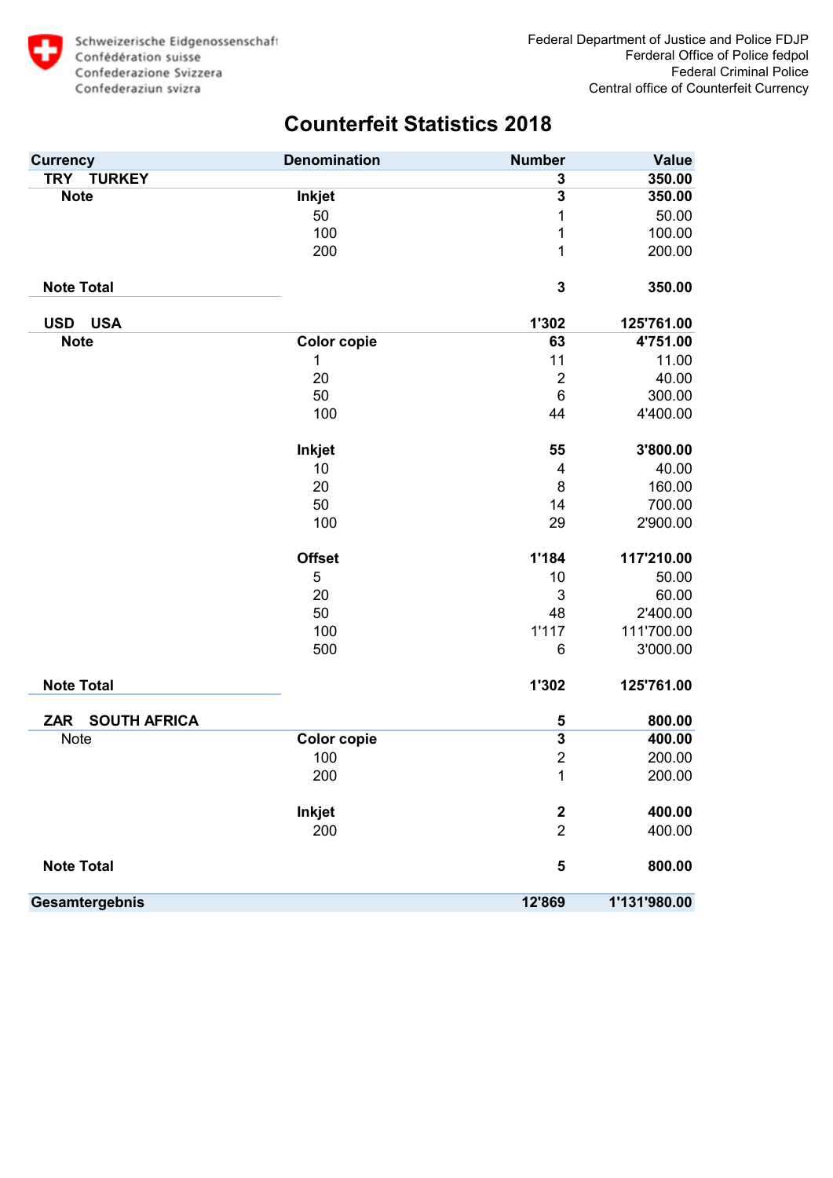Schweizerische Eidgenossenschaft
Confédération suisse
Confederazione Svizzera
Confederaziun svizra

Federal Department of Justice and Police FDJP
Ferderal Office of Police fedpol
Federal Criminal Police
Central office of Counterfeit Currency

# Counterfeit Statistics 2018

| Currency | Denomination | Number | Value |
|---|---|---|---|
| **TRY TURKEY** | | **3** | **350.00** |
| **Note** | **Inkjet** | **3** | **350.00** |
| | 50 | 1 | 50.00 |
| | 100 | 1 | 100.00 |
| | 200 | 1 | 200.00 |
| **Note Total** | | **3** | **350.00** |
| **USD USA** | | **1'302** | **125'761.00** |
| **Note** | **Color copie** | **63** | **4'751.00** |
| | 1 | 11 | 11.00 |
| | 20 | 2 | 40.00 |
| | 50 | 6 | 300.00 |
| | 100 | 44 | 4'400.00 |
| | **Inkjet** | **55** | **3'800.00** |
| | 10 | 4 | 40.00 |
| | 20 | 8 | 160.00 |
| | 50 | 14 | 700.00 |
| | 100 | 29 | 2'900.00 |
| | **Offset** | **1'184** | **117'210.00** |
| | 5 | 10 | 50.00 |
| | 20 | 3 | 60.00 |
| | 50 | 48 | 2'400.00 |
| | 100 | 1'117 | 111'700.00 |
| | 500 | 6 | 3'000.00 |
| **Note Total** | | **1'302** | **125'761.00** |
| **ZAR SOUTH AFRICA** | | **5** | **800.00** |
| Note | **Color copie** | **3** | **400.00** |
| | 100 | 2 | 200.00 |
| | 200 | 1 | 200.00 |
| | **Inkjet** | **2** | **400.00** |
| | 200 | 2 | 400.00 |
| **Note Total** | | **5** | **800.00** |
| **Gesamtergebnis** | | **12'869** | **1'131'980.00** |